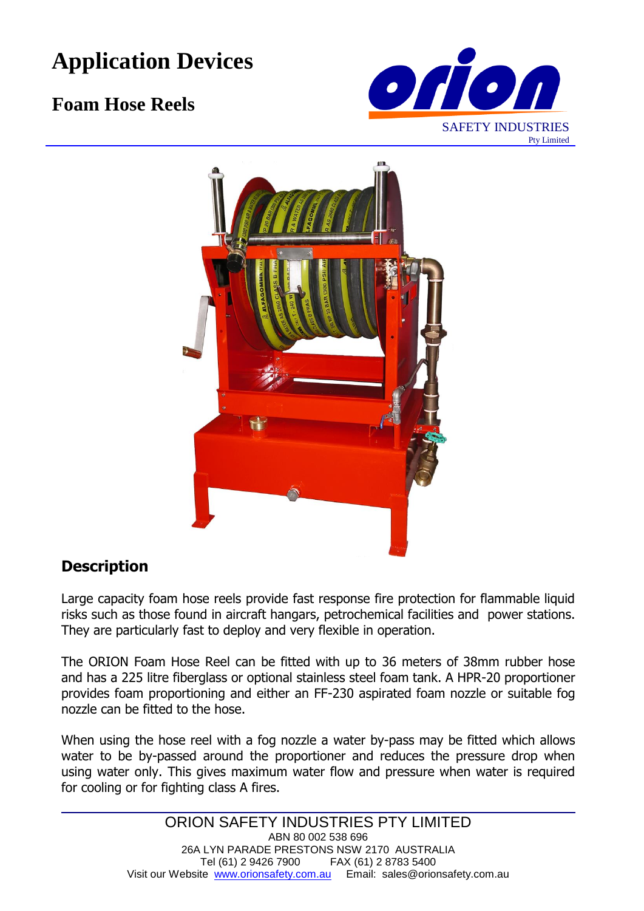# Application Devices

## Foam Hose Reels

SAFETY INDUSTRIES
Pty Limited

### Description

Large capacity foam hose reels provide fast response fire protection for flammable liquid risks such as those found in aircraft hangars, petrochemical facilities and power stations. They are particularly fast to deploy and very flexible in operation.

The ORION Foam Hose Reel can be fitted with up to 36 meters of 38mm rubber hose and has a 225 litre fiberglass or optional stainless steel foam tank. A HPR-20 proportioner provides foam proportioning and either an FF-230 aspirated foam nozzle or suitable fog nozzle can be fitted to the hose.

When using the hose reel with a fog nozzle a water by-pass may be fitted which allows water to be by-passed around the proportioner and reduces the pressure drop when using water only. This gives maximum water flow and pressure when water is required for cooling or for fighting class A fires.

ORION SAFETY INDUSTRIES PTY LIMITED
ABN 80 002 538 696
26A LYN PARADE PRESTONS NSW 2170 AUSTRALIA
Tel (61) 2 9426 7900 FAX (61) 2 8783 5400
Visit our Website www.orionsafety.com.au Email: sales@orionsafety.com.au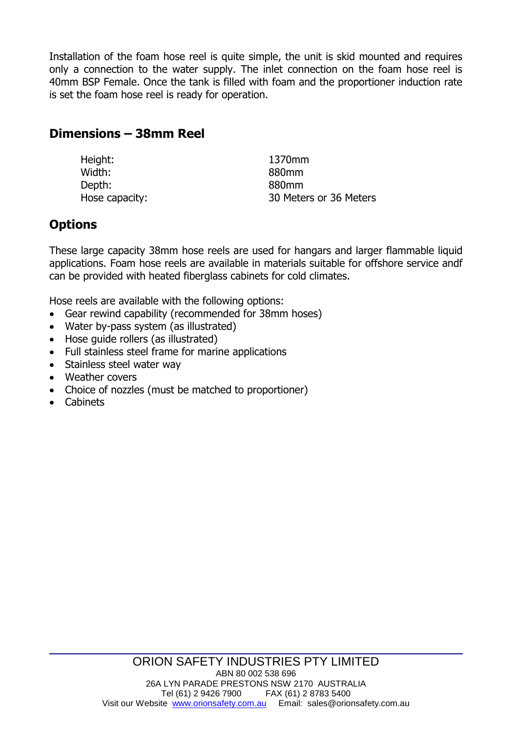Installation of the foam hose reel is quite simple, the unit is skid mounted and requires only a connection to the water supply. The inlet connection on the foam hose reel is 40mm BSP Female. Once the tank is filled with foam and the proportioner induction rate is set the foam hose reel is ready for operation.

## Dimensions – 38mm Reel

| | |
|---|---|
| Height: | 1370mm |
| Width: | 880mm |
| Depth: | 880mm |
| Hose capacity: | 30 Meters or 36 Meters |

## Options

These large capacity 38mm hose reels are used for hangars and larger flammable liquid applications. Foam hose reels are available in materials suitable for offshore service andf can be provided with heated fiberglass cabinets for cold climates.

Hose reels are available with the following options:

- Gear rewind capability (recommended for 38mm hoses)
- Water by-pass system (as illustrated)
- Hose guide rollers (as illustrated)
- Full stainless steel frame for marine applications
- Stainless steel water way
- Weather covers
- Choice of nozzles (must be matched to proportioner)
- Cabinets